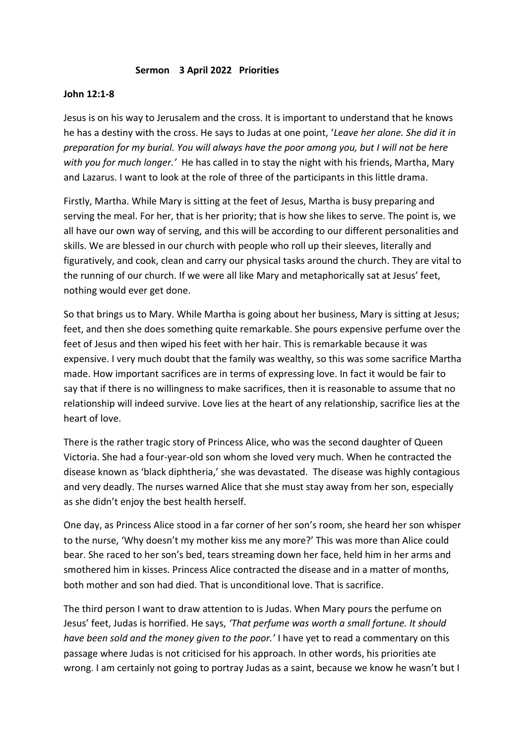**Sermon 3 April 2022 Priorities**

**John 12:1-8**

Jesus is on his way to Jerusalem and the cross. It is important to understand that he knows he has a destiny with the cross. He says to Judas at one point, '*Leave her alone. She did it in preparation for my burial. You will always have the poor among you, but I will not be here with you for much longer.'* He has called in to stay the night with his friends, Martha, Mary and Lazarus. I want to look at the role of three of the participants in this little drama.

Firstly, Martha. While Mary is sitting at the feet of Jesus, Martha is busy preparing and serving the meal. For her, that is her priority; that is how she likes to serve. The point is, we all have our own way of serving, and this will be according to our different personalities and skills. We are blessed in our church with people who roll up their sleeves, literally and figuratively, and cook, clean and carry our physical tasks around the church. They are vital to the running of our church. If we were all like Mary and metaphorically sat at Jesus' feet, nothing would ever get done.

So that brings us to Mary. While Martha is going about her business, Mary is sitting at Jesus; feet, and then she does something quite remarkable. She pours expensive perfume over the feet of Jesus and then wiped his feet with her hair. This is remarkable because it was expensive. I very much doubt that the family was wealthy, so this was some sacrifice Martha made. How important sacrifices are in terms of expressing love. In fact it would be fair to say that if there is no willingness to make sacrifices, then it is reasonable to assume that no relationship will indeed survive. Love lies at the heart of any relationship, sacrifice lies at the heart of love.

There is the rather tragic story of Princess Alice, who was the second daughter of Queen Victoria. She had a four-year-old son whom she loved very much. When he contracted the disease known as 'black diphtheria,' she was devastated. The disease was highly contagious and very deadly. The nurses warned Alice that she must stay away from her son, especially as she didn't enjoy the best health herself.

One day, as Princess Alice stood in a far corner of her son's room, she heard her son whisper to the nurse, 'Why doesn't my mother kiss me any more?' This was more than Alice could bear. She raced to her son's bed, tears streaming down her face, held him in her arms and smothered him in kisses. Princess Alice contracted the disease and in a matter of months, both mother and son had died. That is unconditional love. That is sacrifice.

The third person I want to draw attention to is Judas. When Mary pours the perfume on Jesus' feet, Judas is horrified. He says, *'That perfume was worth a small fortune. It should have been sold and the money given to the poor.'* I have yet to read a commentary on this passage where Judas is not criticised for his approach. In other words, his priorities ate wrong. I am certainly not going to portray Judas as a saint, because we know he wasn't but I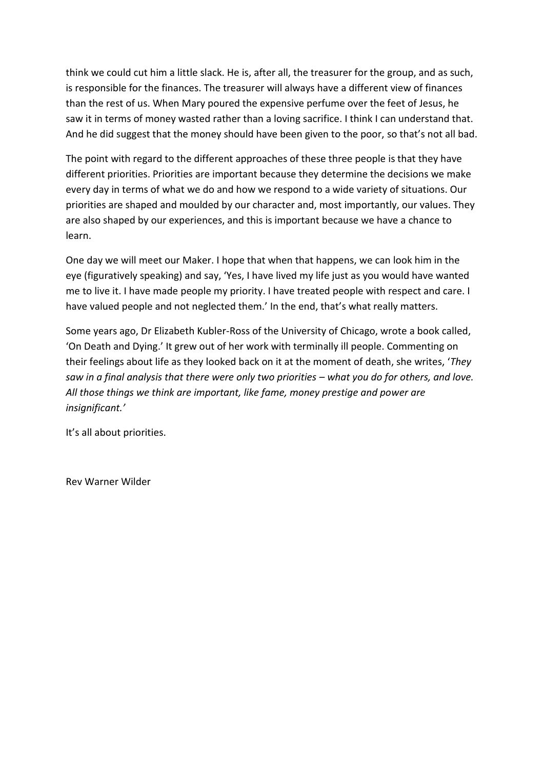think we could cut him a little slack. He is, after all, the treasurer for the group, and as such, is responsible for the finances. The treasurer will always have a different view of finances than the rest of us. When Mary poured the expensive perfume over the feet of Jesus, he saw it in terms of money wasted rather than a loving sacrifice. I think I can understand that. And he did suggest that the money should have been given to the poor, so that's not all bad.

The point with regard to the different approaches of these three people is that they have different priorities. Priorities are important because they determine the decisions we make every day in terms of what we do and how we respond to a wide variety of situations. Our priorities are shaped and moulded by our character and, most importantly, our values. They are also shaped by our experiences, and this is important because we have a chance to learn.

One day we will meet our Maker. I hope that when that happens, we can look him in the eye (figuratively speaking) and say, 'Yes, I have lived my life just as you would have wanted me to live it. I have made people my priority. I have treated people with respect and care. I have valued people and not neglected them.' In the end, that's what really matters.

Some years ago, Dr Elizabeth Kubler-Ross of the University of Chicago, wrote a book called, 'On Death and Dying.' It grew out of her work with terminally ill people. Commenting on their feelings about life as they looked back on it at the moment of death, she writes, '*They saw in a final analysis that there were only two priorities – what you do for others, and love. All those things we think are important, like fame, money prestige and power are insignificant.'*

It's all about priorities.

Rev Warner Wilder